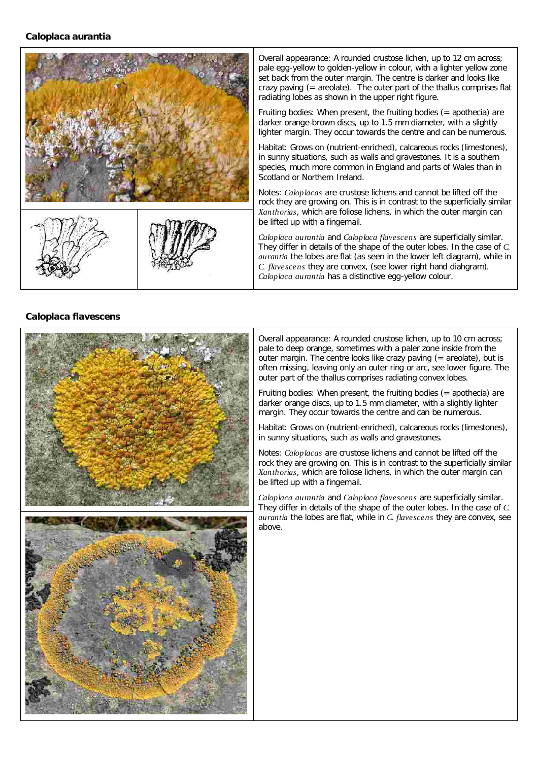## Caloplaca aurantia

Overall appearance: A rounded crustose lichen, up to 12 cm across; pale egg-yellow to golden-yellow in colour, with a lighter yellow zone set back from the outer margin. The centre is darker and looks like crazy paving (= areolate). The outer part of the thallus comprises flat radiating lobes as shown in the upper right figure.

Fruiting bodies: When present, the fruiting bodies (= apothecia) are darker orange-brown discs, up to 1.5 mm diameter, with a slightly lighter margin. They occur towards the centre and can be numerous.

Habitat: Grows on (nutrient-enriched), calcareous rocks (limestones), in sunny situations, such as walls and gravestones. It is a southern species, much more common in England and parts of Wales than in Scotland or Northern Ireland.

Notes: *Caloplacas* are crustose lichens and cannot be lifted off the rock they are growing on. This is in contrast to the superficially similar *Xanthorias*, which are foliose lichens, in which the outer margin can be lifted up with a fingernail.

*Caloplaca aurantia* and *Caloplaca flavescens* are superficially similar. They differ in details of the shape of the outer lobes. In the case of *C. aurantia* the lobes are flat (as seen in the lower left diagram), while in *C. flavescens* they are convex, (see lower right hand diahgram). *Caloplaca aurantia* has a distinctive egg-yellow colour.

## Caloplaca flavescens

Overall appearance: A rounded crustose lichen, up to 10 cm across; pale to deep orange, sometimes with a paler zone inside from the outer margin. The centre looks like crazy paving (= areolate), but is often missing, leaving only an outer ring or arc, see lower figure. The outer part of the thallus comprises radiating convex lobes.

Fruiting bodies: When present, the fruiting bodies (= apothecia) are darker orange discs, up to 1.5 mm diameter, with a slightly lighter margin. They occur towards the centre and can be numerous.

Habitat: Grows on (nutrient-enriched), calcareous rocks (limestones), in sunny situations, such as walls and gravestones.

Notes: *Caloplacas* are crustose lichens and cannot be lifted off the rock they are growing on. This is in contrast to the superficially similar *Xanthorias*, which are foliose lichens, in which the outer margin can be lifted up with a fingernail.

*Caloplaca aurantia* and *Caloplaca flavescens* are superficially similar. They differ in details of the shape of the outer lobes. In the case of *C. aurantia* the lobes are flat, while in *C. flavescens* they are convex, see above.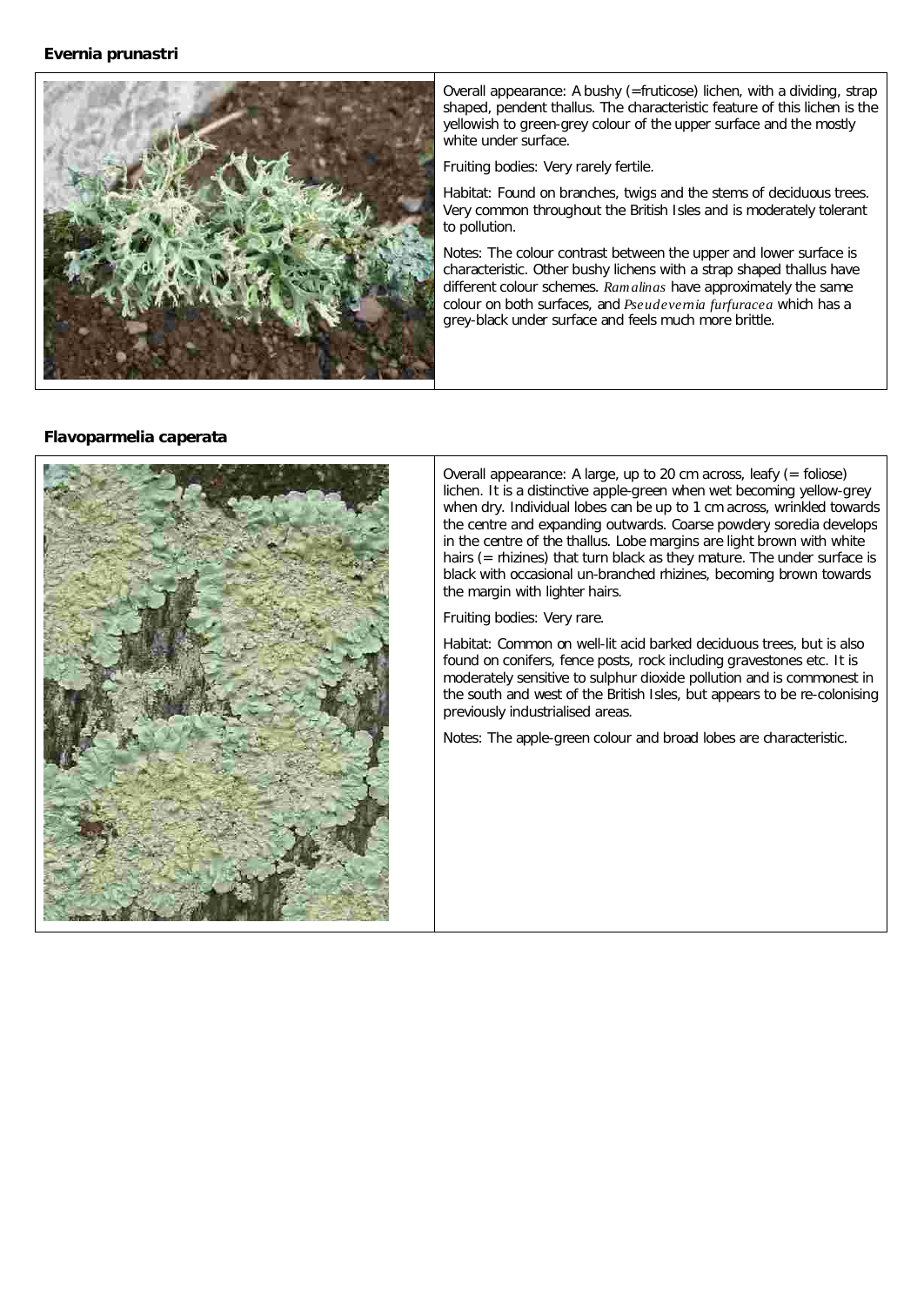**Evernia prunastri**

Overall appearance: A bushy (=fruticose) lichen, with a dividing, strap shaped, pendent thallus. The characteristic feature of this lichen is the yellowish to green-grey colour of the upper surface and the mostly white under surface.

Fruiting bodies: Very rarely fertile.

Habitat: Found on branches, twigs and the stems of deciduous trees. Very common throughout the British Isles and is moderately tolerant to pollution.

Notes: The colour contrast between the upper and lower surface is characteristic. Other bushy lichens with a strap shaped thallus have different colour schemes. *Ramalinas* have approximately the same colour on both surfaces, and *Pseudevernia furfuracea* which has a grey-black under surface and feels much more brittle.

**Flavoparmelia caperata**

Overall appearance: A large, up to 20 cm across, leafy (= foliose) lichen. It is a distinctive apple-green when wet becoming yellow-grey when dry. Individual lobes can be up to 1 cm across, wrinkled towards the centre and expanding outwards. Coarse powdery soredia develops in the centre of the thallus. Lobe margins are light brown with white hairs (= rhizines) that turn black as they mature. The under surface is black with occasional un-branched rhizines, becoming brown towards the margin with lighter hairs.

Fruiting bodies: Very rare.

Habitat: Common on well-lit acid barked deciduous trees, but is also found on conifers, fence posts, rock including gravestones etc. It is moderately sensitive to sulphur dioxide pollution and is commonest in the south and west of the British Isles, but appears to be re-colonising previously industrialised areas.

Notes: The apple-green colour and broad lobes are characteristic.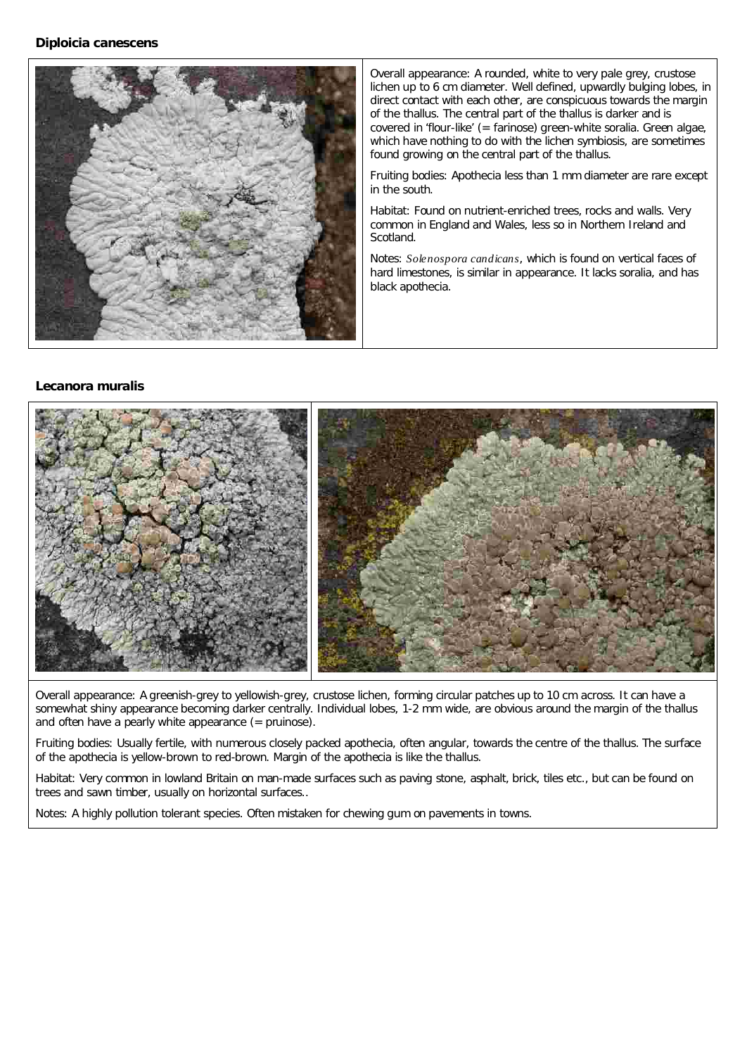**Diploicia canescens**

Overall appearance: A rounded, white to very pale grey, crustose lichen up to 6 cm diameter. Well defined, upwardly bulging lobes, in direct contact with each other, are conspicuous towards the margin of the thallus. The central part of the thallus is darker and is covered in 'flour-like' (= farinose) green-white soralia. Green algae, which have nothing to do with the lichen symbiosis, are sometimes found growing on the central part of the thallus.

Fruiting bodies: Apothecia less than 1 mm diameter are rare except in the south.

Habitat: Found on nutrient-enriched trees, rocks and walls. Very common in England and Wales, less so in Northern Ireland and Scotland.

Notes: *Solenospora candicans*, which is found on vertical faces of hard limestones, is similar in appearance. It lacks soralia, and has black apothecia.

**Lecanora muralis**

Overall appearance: A greenish-grey to yellowish-grey, crustose lichen, forming circular patches up to 10 cm across. It can have a somewhat shiny appearance becoming darker centrally. Individual lobes, 1-2 mm wide, are obvious around the margin of the thallus and often have a pearly white appearance (= pruinose).

Fruiting bodies: Usually fertile, with numerous closely packed apothecia, often angular, towards the centre of the thallus. The surface of the apothecia is yellow-brown to red-brown. Margin of the apothecia is like the thallus.

Habitat: Very common in lowland Britain on man-made surfaces such as paving stone, asphalt, brick, tiles etc., but can be found on trees and sawn timber, usually on horizontal surfaces..

Notes: A highly pollution tolerant species. Often mistaken for chewing gum on pavements in towns.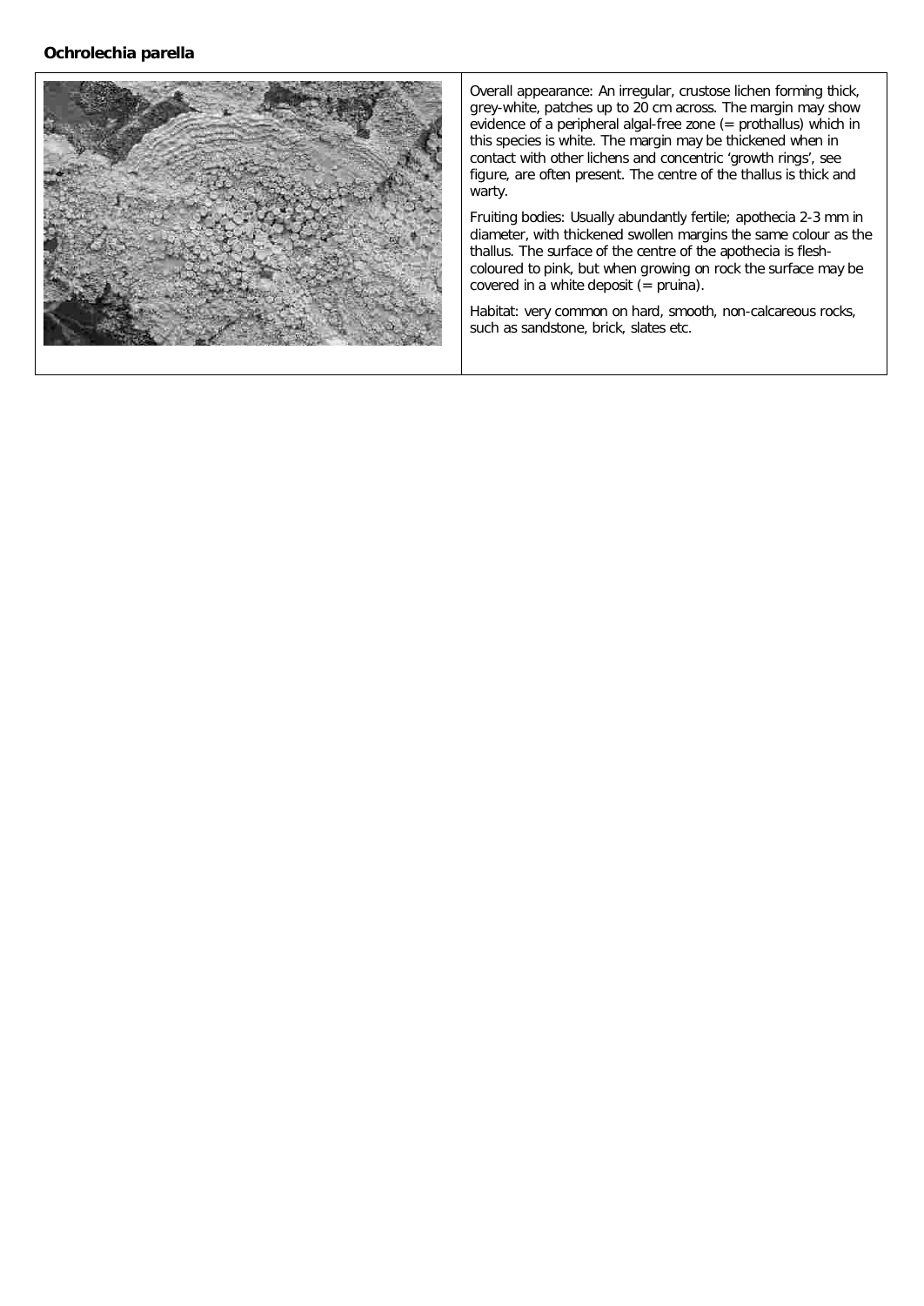**Ochrolechia parella**

Overall appearance: An irregular, crustose lichen forming thick, grey-white, patches up to 20 cm across. The margin may show evidence of a peripheral algal-free zone (= prothallus) which in this species is white. The margin may be thickened when in contact with other lichens and concentric 'growth rings', see figure, are often present. The centre of the thallus is thick and warty.

Fruiting bodies: Usually abundantly fertile; apothecia 2-3 mm in diameter, with thickened swollen margins the same colour as the thallus. The surface of the centre of the apothecia is flesh-coloured to pink, but when growing on rock the surface may be covered in a white deposit (= pruina).

Habitat: very common on hard, smooth, non-calcareous rocks, such as sandstone, brick, slates etc.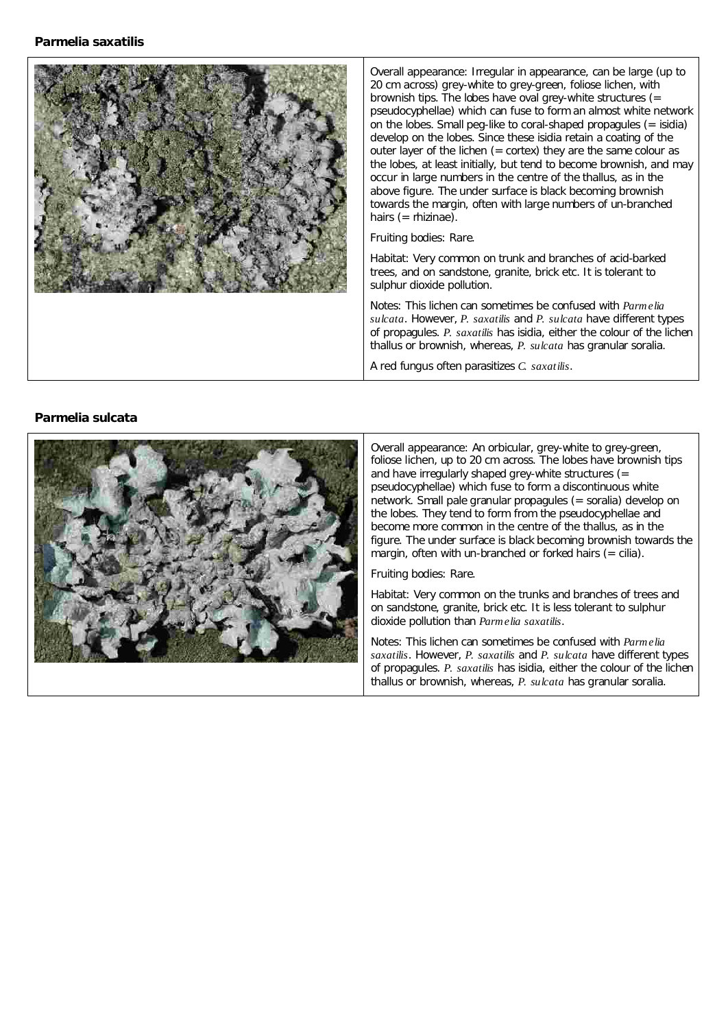## Parmelia saxatilis

Overall appearance: Irregular in appearance, can be large (up to 20 cm across) grey-white to grey-green, foliose lichen, with brownish tips. The lobes have oval grey-white structures (= pseudocyphellae) which can fuse to form an almost white network on the lobes. Small peg-like to coral-shaped propagules (= isidia) develop on the lobes. Since these isidia retain a coating of the outer layer of the lichen (= cortex) they are the same colour as the lobes, at least initially, but tend to become brownish, and may occur in large numbers in the centre of the thallus, as in the above figure. The under surface is black becoming brownish towards the margin, often with large numbers of un-branched hairs (= rhizinae).

Fruiting bodies: Rare.

Habitat: Very common on trunk and branches of acid-barked trees, and on sandstone, granite, brick etc. It is tolerant to sulphur dioxide pollution.

Notes: This lichen can sometimes be confused with *Parmelia sulcata*. However, *P. saxatilis* and *P. sulcata* have different types of propagules. *P. saxatilis* has isidia, either the colour of the lichen thallus or brownish, whereas, *P. sulcata* has granular soralia.

A red fungus often parasitizes *C. saxatilis*.

## Parmelia sulcata

Overall appearance: An orbicular, grey-white to grey-green, foliose lichen, up to 20 cm across. The lobes have brownish tips and have irregularly shaped grey-white structures (= pseudocyphellae) which fuse to form a discontinuous white network. Small pale granular propagules (= soralia) develop on the lobes. They tend to form from the pseudocyphellae and become more common in the centre of the thallus, as in the figure. The under surface is black becoming brownish towards the margin, often with un-branched or forked hairs (= cilia).

Fruiting bodies: Rare.

Habitat: Very common on the trunks and branches of trees and on sandstone, granite, brick etc. It is less tolerant to sulphur dioxide pollution than *Parmelia saxatilis*.

Notes: This lichen can sometimes be confused with *Parmelia saxatilis*. However, *P. saxatilis* and *P. sulcata* have different types of propagules. *P. saxatilis* has isidia, either the colour of the lichen thallus or brownish, whereas, *P. sulcata* has granular soralia.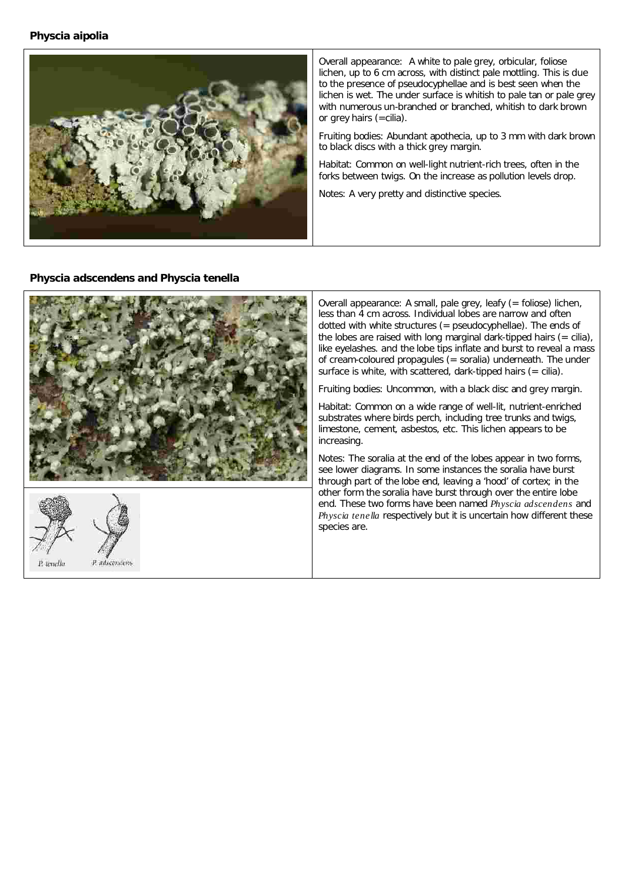## Physcia aipolia

Overall appearance: A white to pale grey, orbicular, foliose lichen, up to 6 cm across, with distinct pale mottling. This is due to the presence of pseudocyphellae and is best seen when the lichen is wet. The under surface is whitish to pale tan or pale grey with numerous un-branched or branched, whitish to dark brown or grey hairs (=cilia).

Fruiting bodies: Abundant apothecia, up to 3 mm with dark brown to black discs with a thick grey margin.

Habitat: Common on well-light nutrient-rich trees, often in the forks between twigs. On the increase as pollution levels drop.

Notes: A very pretty and distinctive species.

## Physcia adscendens and Physcia tenella

P. tenella P. adscendens

Overall appearance: A small, pale grey, leafy (= foliose) lichen, less than 4 cm across. Individual lobes are narrow and often dotted with white structures (= pseudocyphellae). The ends of the lobes are raised with long marginal dark-tipped hairs (= cilia), like eyelashes. and the lobe tips inflate and burst to reveal a mass of cream-coloured propagules (= soralia) underneath. The under surface is white, with scattered, dark-tipped hairs (= cilia).

Fruiting bodies: Uncommon, with a black disc and grey margin.

Habitat: Common on a wide range of well-lit, nutrient-enriched substrates where birds perch, including tree trunks and twigs, limestone, cement, asbestos, etc. This lichen appears to be increasing.

Notes: The soralia at the end of the lobes appear in two forms, see lower diagrams. In some instances the soralia have burst through part of the lobe end, leaving a 'hood' of cortex; in the other form the soralia have burst through over the entire lobe end. These two forms have been named *Physcia adscendens* and *Physcia tenella* respectively but it is uncertain how different these species are.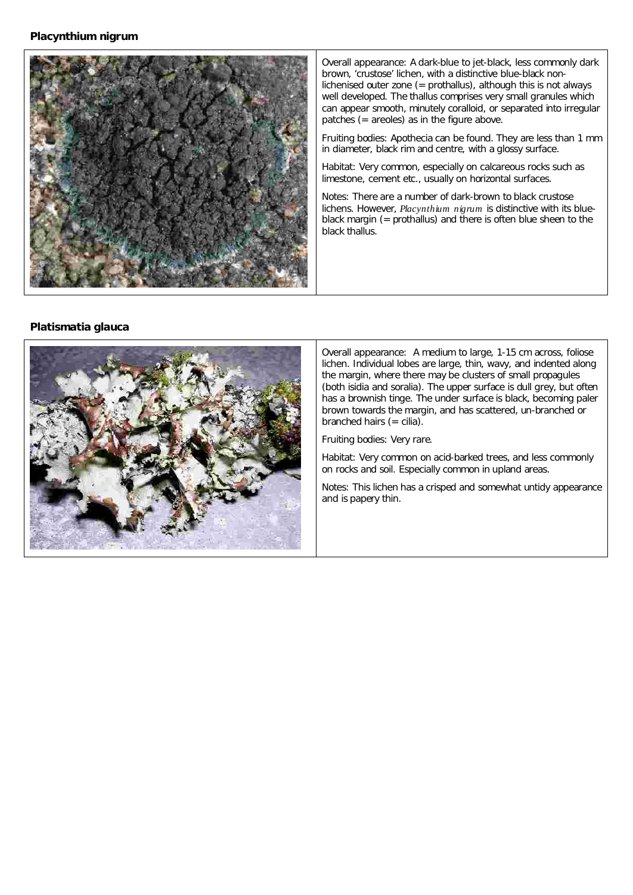**Placynthium nigrum**

Overall appearance: A dark-blue to jet-black, less commonly dark brown, 'crustose' lichen, with a distinctive blue-black non-lichenised outer zone (= prothallus), although this is not always well developed. The thallus comprises very small granules which can appear smooth, minutely coralloid, or separated into irregular patches (= areoles) as in the figure above.

Fruiting bodies: Apothecia can be found. They are less than 1 mm in diameter, black rim and centre, with a glossy surface.

Habitat: Very common, especially on calcareous rocks such as limestone, cement etc., usually on horizontal surfaces.

Notes: There are a number of dark-brown to black crustose lichens. However, *Placynthium nigrum* is distinctive with its blue-black margin (= prothallus) and there is often blue sheen to the black thallus.

**Platismatia glauca**

Overall appearance: A medium to large, 1-15 cm across, foliose lichen. Individual lobes are large, thin, wavy, and indented along the margin, where there may be clusters of small propagules (both isidia and soralia). The upper surface is dull grey, but often has a brownish tinge. The under surface is black, becoming paler brown towards the margin, and has scattered, un-branched or branched hairs (= cilia).

Fruiting bodies: Very rare.

Habitat: Very common on acid-barked trees, and less commonly on rocks and soil. Especially common in upland areas.

Notes: This lichen has a crisped and somewhat untidy appearance and is papery thin.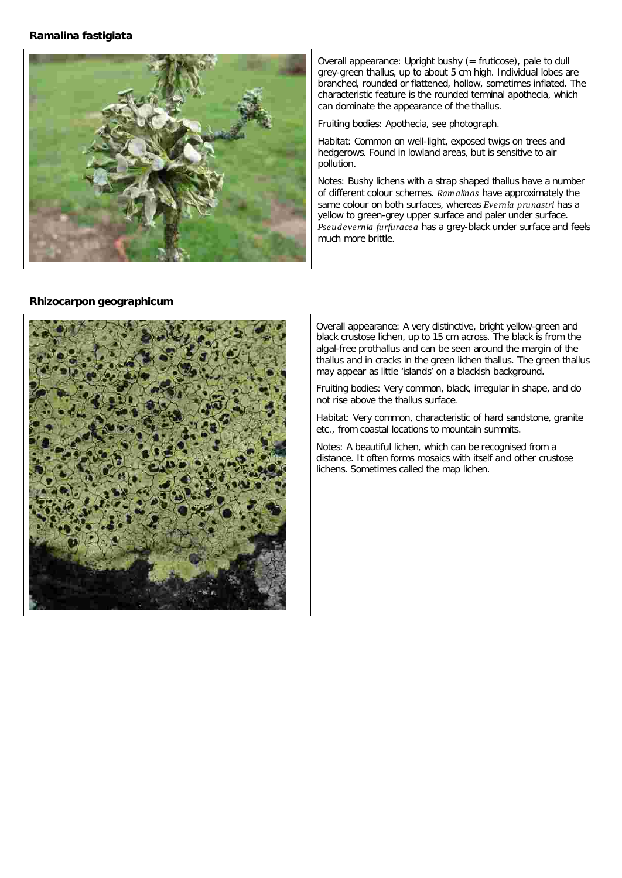**Ramalina fastigiata**

Overall appearance: Upright bushy (= fruticose), pale to dull grey-green thallus, up to about 5 cm high. Individual lobes are branched, rounded or flattened, hollow, sometimes inflated. The characteristic feature is the rounded terminal apothecia, which can dominate the appearance of the thallus.

Fruiting bodies: Apothecia, see photograph.

Habitat: Common on well-light, exposed twigs on trees and hedgerows. Found in lowland areas, but is sensitive to air pollution.

Notes: Bushy lichens with a strap shaped thallus have a number of different colour schemes. *Ramalinas* have approximately the same colour on both surfaces, whereas *Evernia prunastri* has a yellow to green-grey upper surface and paler under surface. *Pseudevernia furfuracea* has a grey-black under surface and feels much more brittle.

**Rhizocarpon geographicum**

Overall appearance: A very distinctive, bright yellow-green and black crustose lichen, up to 15 cm across. The black is from the algal-free prothallus and can be seen around the margin of the thallus and in cracks in the green lichen thallus. The green thallus may appear as little 'islands' on a blackish background.

Fruiting bodies: Very common, black, irregular in shape, and do not rise above the thallus surface.

Habitat: Very common, characteristic of hard sandstone, granite etc., from coastal locations to mountain summits.

Notes: A beautiful lichen, which can be recognised from a distance. It often forms mosaics with itself and other crustose lichens. Sometimes called the map lichen.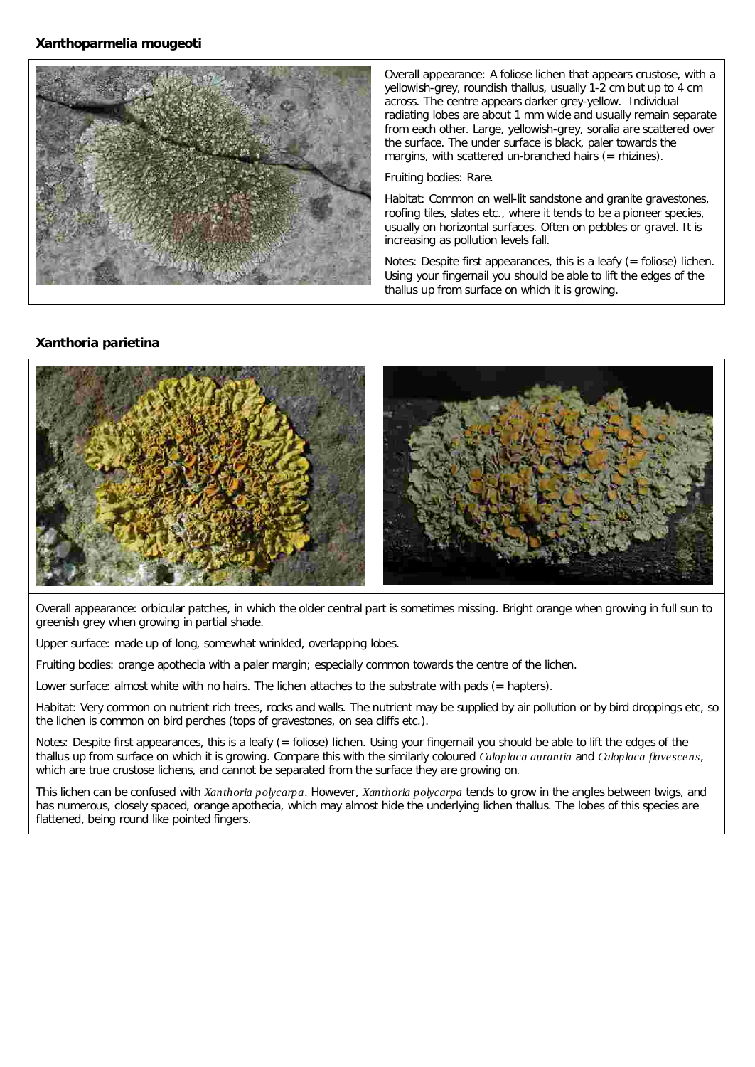### Xanthoparmelia mougeoti

Overall appearance: A foliose lichen that appears crustose, with a yellowish-grey, roundish thallus, usually 1-2 cm but up to 4 cm across. The centre appears darker grey-yellow. Individual radiating lobes are about 1 mm wide and usually remain separate from each other. Large, yellowish-grey, soralia are scattered over the surface. The under surface is black, paler towards the margins, with scattered un-branched hairs (= rhizines).

Fruiting bodies: Rare.

Habitat: Common on well-lit sandstone and granite gravestones, roofing tiles, slates etc., where it tends to be a pioneer species, usually on horizontal surfaces. Often on pebbles or gravel. It is increasing as pollution levels fall.

Notes: Despite first appearances, this is a leafy (= foliose) lichen. Using your fingernail you should be able to lift the edges of the thallus up from surface on which it is growing.

### Xanthoria parietina

Overall appearance: orbicular patches, in which the older central part is sometimes missing. Bright orange when growing in full sun to greenish grey when growing in partial shade.

Upper surface: made up of long, somewhat wrinkled, overlapping lobes.

Fruiting bodies: orange apothecia with a paler margin; especially common towards the centre of the lichen.

Lower surface: almost white with no hairs. The lichen attaches to the substrate with pads (= hapters).

Habitat: Very common on nutrient rich trees, rocks and walls. The nutrient may be supplied by air pollution or by bird droppings etc, so the lichen is common on bird perches (tops of gravestones, on sea cliffs etc.).

Notes: Despite first appearances, this is a leafy (= foliose) lichen. Using your fingernail you should be able to lift the edges of the thallus up from surface on which it is growing. Compare this with the similarly coloured *Caloplaca aurantia* and *Caloplaca flavescens*, which are true crustose lichens, and cannot be separated from the surface they are growing on.

This lichen can be confused with *Xanthoria polycarpa*. However, *Xanthoria polycarpa* tends to grow in the angles between twigs, and has numerous, closely spaced, orange apothecia, which may almost hide the underlying lichen thallus. The lobes of this species are flattened, being round like pointed fingers.